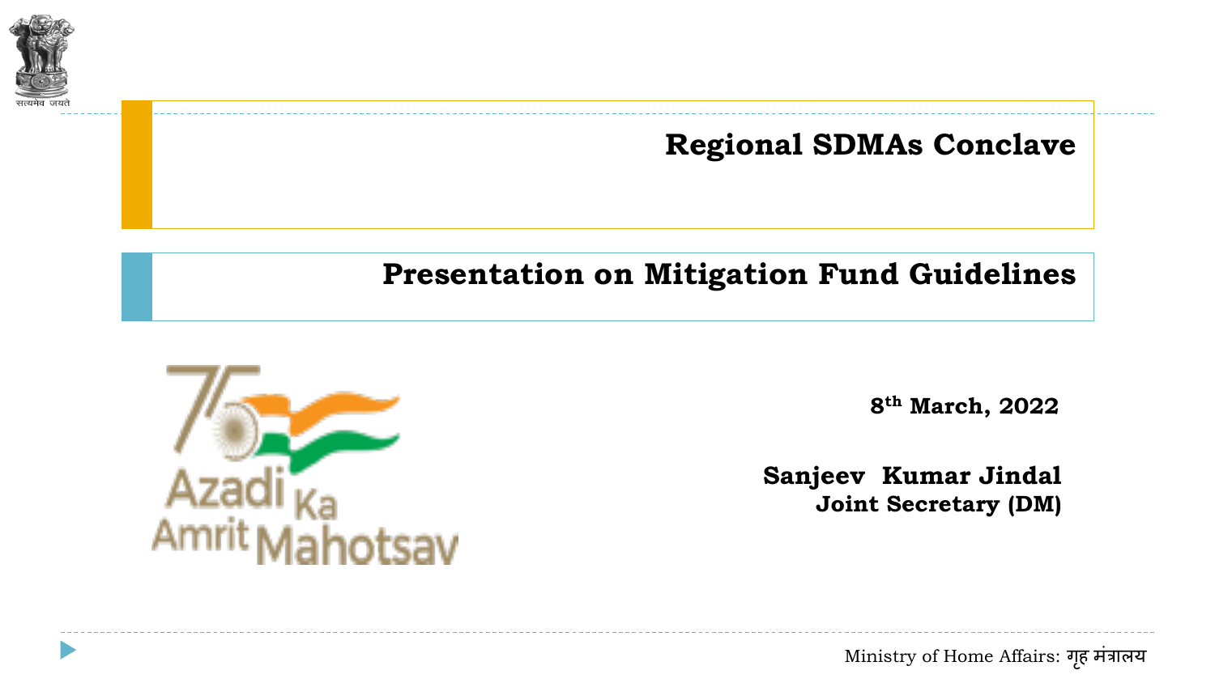# Regional SDMAs Conclave

## Presentation on Mitigation Fund Guidelines

8th March, 2022

**Sanjeev Kumar Jindal**
**Joint Secretary (DM)**

Ministry of Home Affairs: गृह मंत्रालय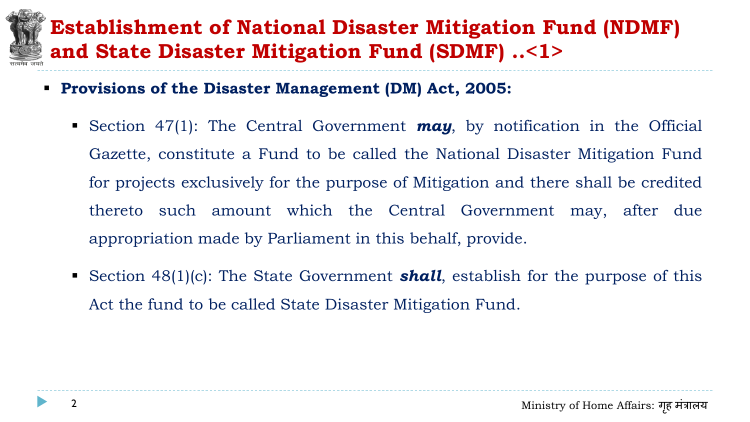# Establishment of National Disaster Mitigation Fund (NDMF) and State Disaster Mitigation Fund (SDMF) ..<1>

- **Provisions of the Disaster Management (DM) Act, 2005:**
  - Section 47(1): The Central Government ***may***, by notification in the Official Gazette, constitute a Fund to be called the National Disaster Mitigation Fund for projects exclusively for the purpose of Mitigation and there shall be credited thereto such amount which the Central Government may, after due appropriation made by Parliament in this behalf, provide.
  - Section 48(1)(c): The State Government ***shall***, establish for the purpose of this Act the fund to be called State Disaster Mitigation Fund.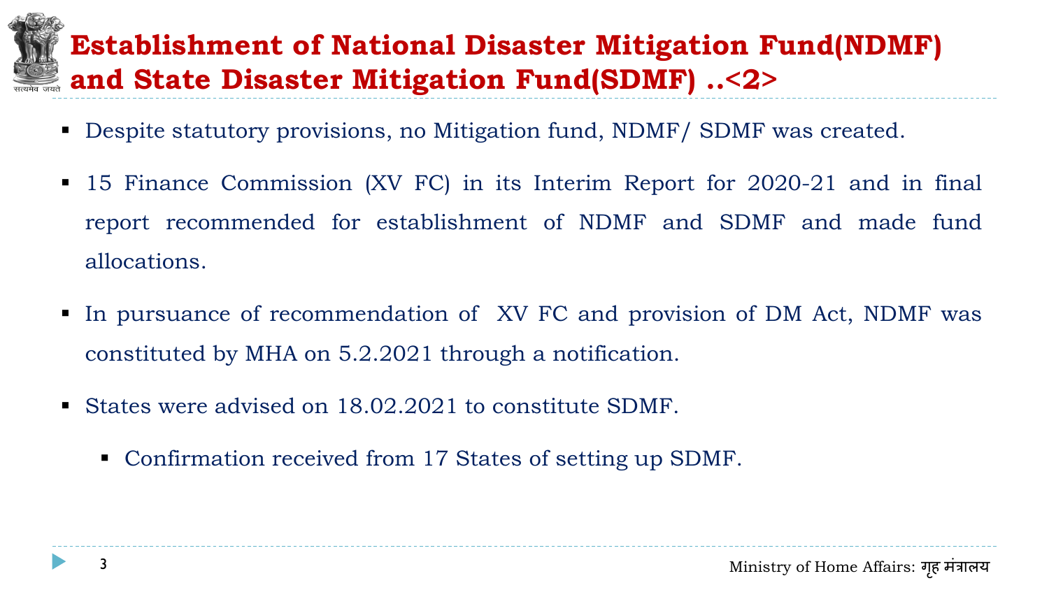# Establishment of National Disaster Mitigation Fund(NDMF) and State Disaster Mitigation Fund(SDMF) ..<2>

- Despite statutory provisions, no Mitigation fund, NDMF/ SDMF was created.
- 15 Finance Commission (XV FC) in its Interim Report for 2020-21 and in final report recommended for establishment of NDMF and SDMF and made fund allocations.
- In pursuance of recommendation of XV FC and provision of DM Act, NDMF was constituted by MHA on 5.2.2021 through a notification.
- States were advised on 18.02.2021 to constitute SDMF.
  - Confirmation received from 17 States of setting up SDMF.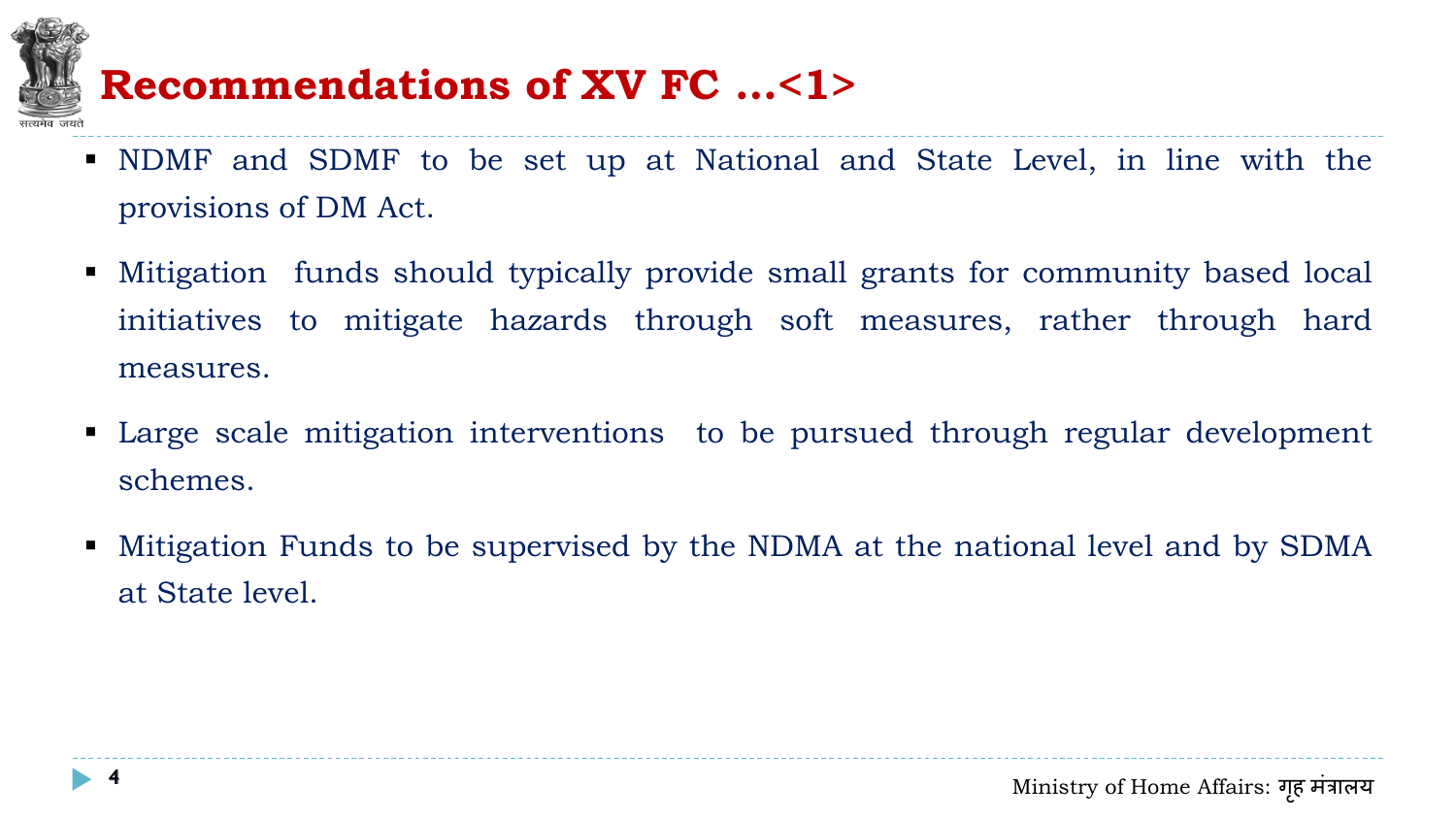# Recommendations of XV FC ...<1>

- NDMF and SDMF to be set up at National and State Level, in line with the provisions of DM Act.
- Mitigation funds should typically provide small grants for community based local initiatives to mitigate hazards through soft measures, rather through hard measures.
- Large scale mitigation interventions to be pursued through regular development schemes.
- Mitigation Funds to be supervised by the NDMA at the national level and by SDMA at State level.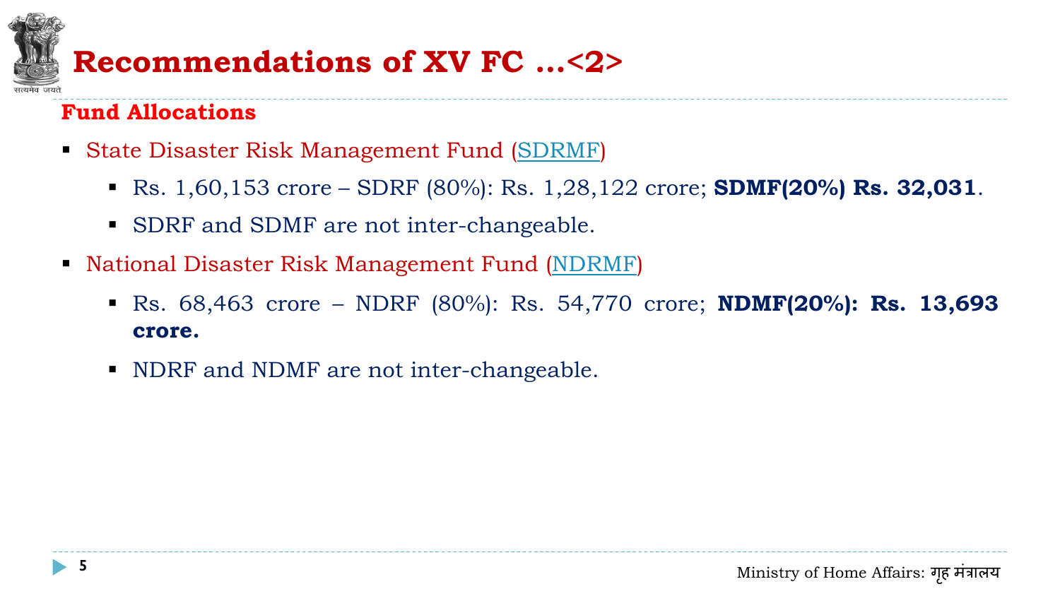# Recommendations of XV FC ...<2>

## Fund Allocations

- State Disaster Risk Management Fund (SDRMF)
  - Rs. 1,60,153 crore – SDRF (80%): Rs. 1,28,122 crore; **SDMF(20%) Rs. 32,031**.
  - SDRF and SDMF are not inter-changeable.
- National Disaster Risk Management Fund (NDRMF)
  - Rs. 68,463 crore – NDRF (80%): Rs. 54,770 crore; **NDMF(20%): Rs. 13,693 crore.**
  - NDRF and NDMF are not inter-changeable.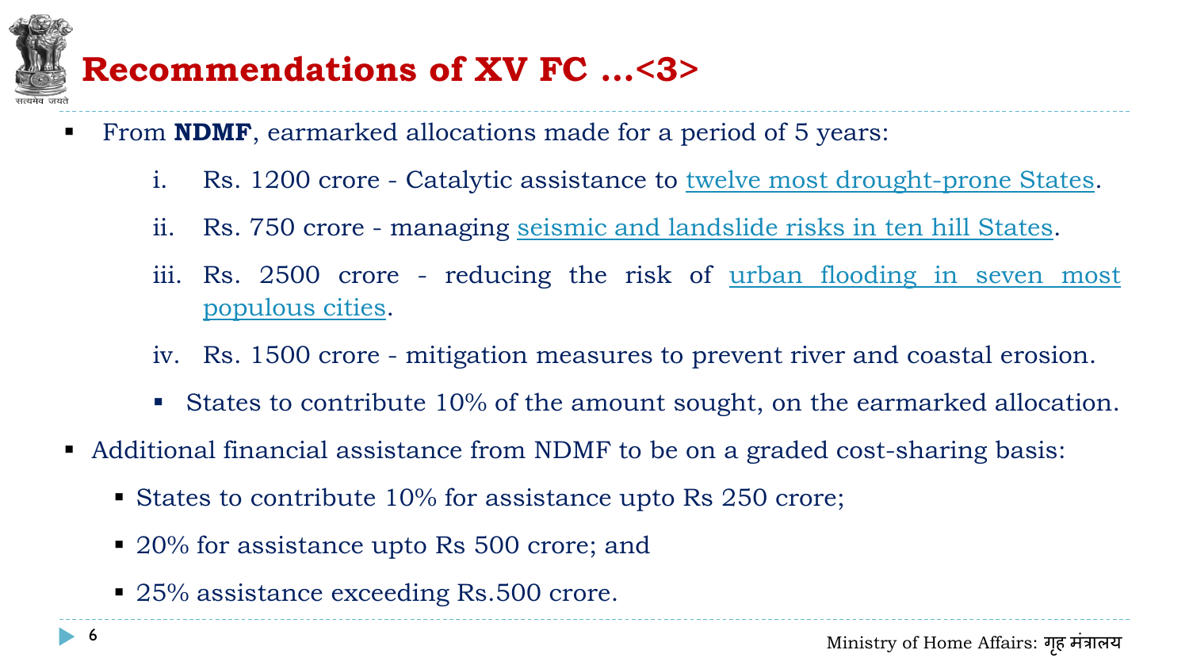# Recommendations of XV FC …<3>

- From **NDMF**, earmarked allocations made for a period of 5 years:
  i. Rs. 1200 crore - Catalytic assistance to twelve most drought-prone States.
  ii. Rs. 750 crore - managing seismic and landslide risks in ten hill States.
  iii. Rs. 2500 crore - reducing the risk of urban flooding in seven most populous cities.
  iv. Rs. 1500 crore - mitigation measures to prevent river and coastal erosion.
  - States to contribute 10% of the amount sought, on the earmarked allocation.
- Additional financial assistance from NDMF to be on a graded cost-sharing basis:
  - States to contribute 10% for assistance upto Rs 250 crore;
  - 20% for assistance upto Rs 500 crore; and
  - 25% assistance exceeding Rs.500 crore.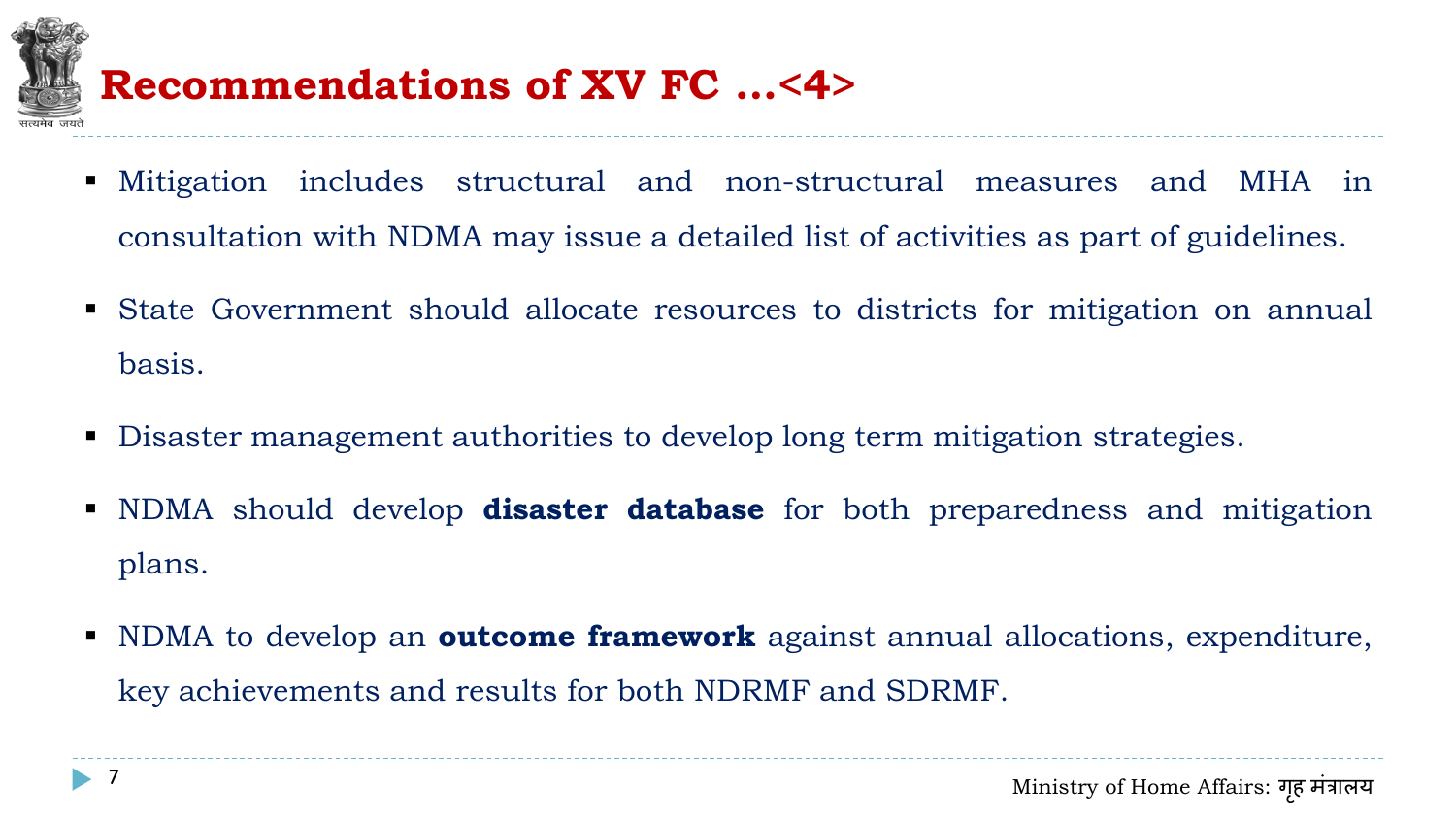# Recommendations of XV FC ...<4>

- Mitigation includes structural and non-structural measures and MHA in consultation with NDMA may issue a detailed list of activities as part of guidelines.
- State Government should allocate resources to districts for mitigation on annual basis.
- Disaster management authorities to develop long term mitigation strategies.
- NDMA should develop **disaster database** for both preparedness and mitigation plans.
- NDMA to develop an **outcome framework** against annual allocations, expenditure, key achievements and results for both NDRMF and SDRMF.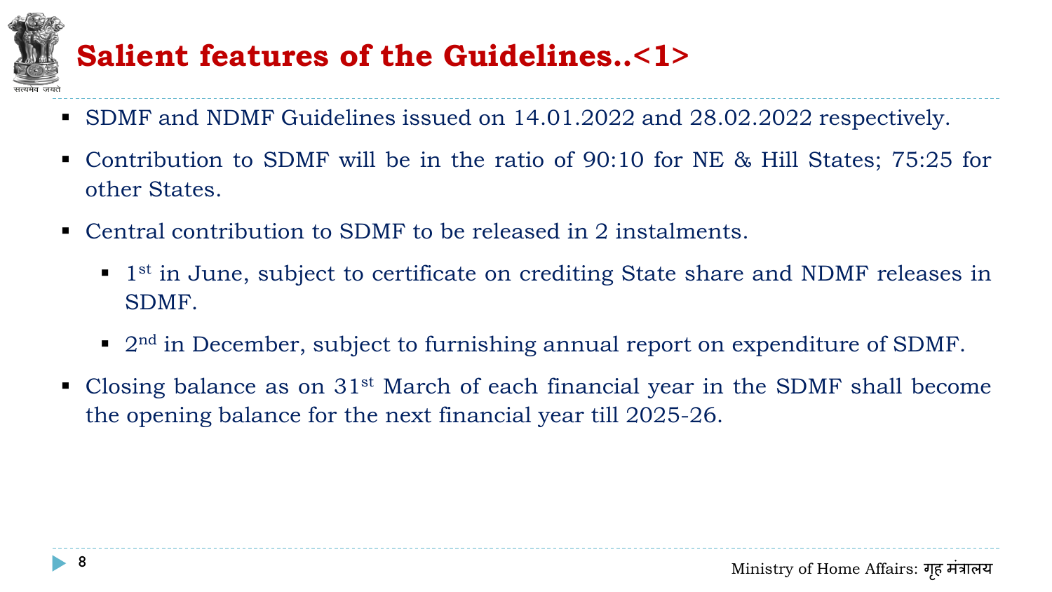# Salient features of the Guidelines..<1>

- SDMF and NDMF Guidelines issued on 14.01.2022 and 28.02.2022 respectively.
- Contribution to SDMF will be in the ratio of 90:10 for NE & Hill States; 75:25 for other States.
- Central contribution to SDMF to be released in 2 instalments.
  - 1st in June, subject to certificate on crediting State share and NDMF releases in SDMF.
  - 2nd in December, subject to furnishing annual report on expenditure of SDMF.
- Closing balance as on 31st March of each financial year in the SDMF shall become the opening balance for the next financial year till 2025-26.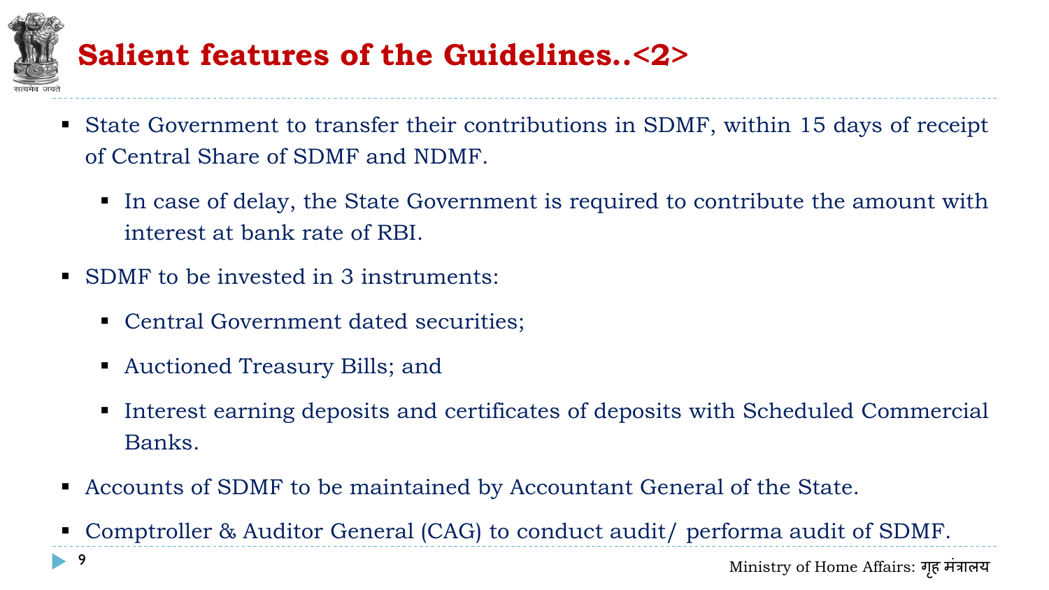# Salient features of the Guidelines..<2>

- State Government to transfer their contributions in SDMF, within 15 days of receipt of Central Share of SDMF and NDMF.
  - In case of delay, the State Government is required to contribute the amount with interest at bank rate of RBI.
- SDMF to be invested in 3 instruments:
  - Central Government dated securities;
  - Auctioned Treasury Bills; and
  - Interest earning deposits and certificates of deposits with Scheduled Commercial Banks.
- Accounts of SDMF to be maintained by Accountant General of the State.
- Comptroller & Auditor General (CAG) to conduct audit/ performa audit of SDMF.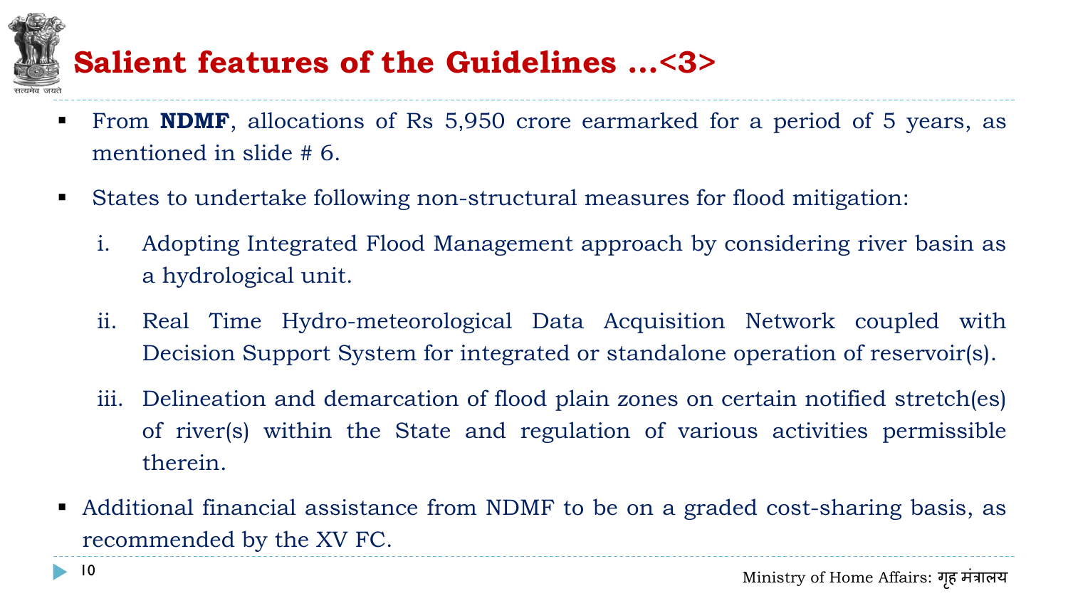# Salient features of the Guidelines ...<3>

- From **NDMF**, allocations of Rs 5,950 crore earmarked for a period of 5 years, as mentioned in slide # 6.
- States to undertake following non-structural measures for flood mitigation:
  i. Adopting Integrated Flood Management approach by considering river basin as a hydrological unit.
  ii. Real Time Hydro-meteorological Data Acquisition Network coupled with Decision Support System for integrated or standalone operation of reservoir(s).
  iii. Delineation and demarcation of flood plain zones on certain notified stretch(es) of river(s) within the State and regulation of various activities permissible therein.
- Additional financial assistance from NDMF to be on a graded cost-sharing basis, as recommended by the XV FC.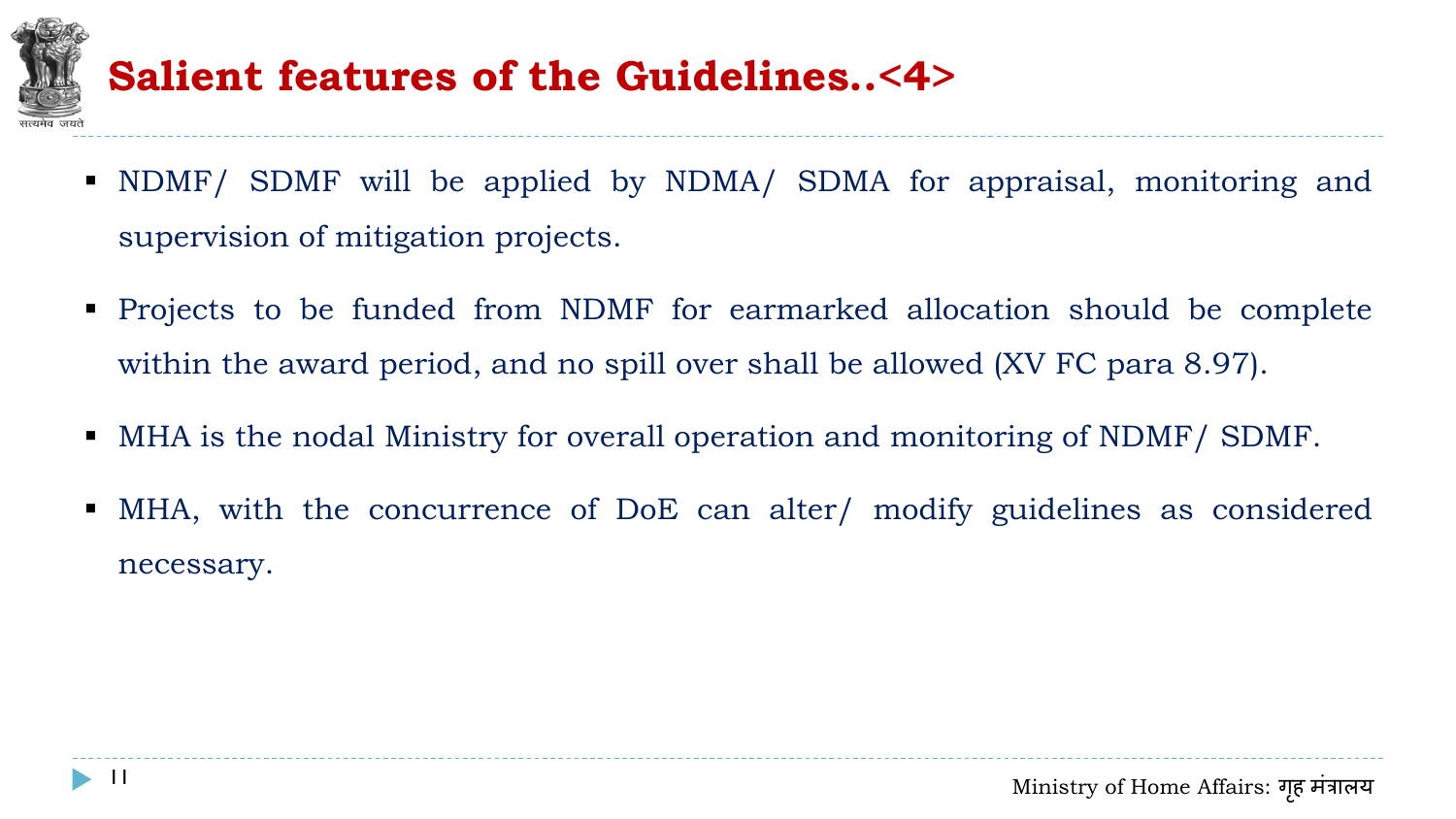# Salient features of the Guidelines..<4>

- NDMF/ SDMF will be applied by NDMA/ SDMA for appraisal, monitoring and supervision of mitigation projects.
- Projects to be funded from NDMF for earmarked allocation should be complete within the award period, and no spill over shall be allowed (XV FC para 8.97).
- MHA is the nodal Ministry for overall operation and monitoring of NDMF/ SDMF.
- MHA, with the concurrence of DoE can alter/ modify guidelines as considered necessary.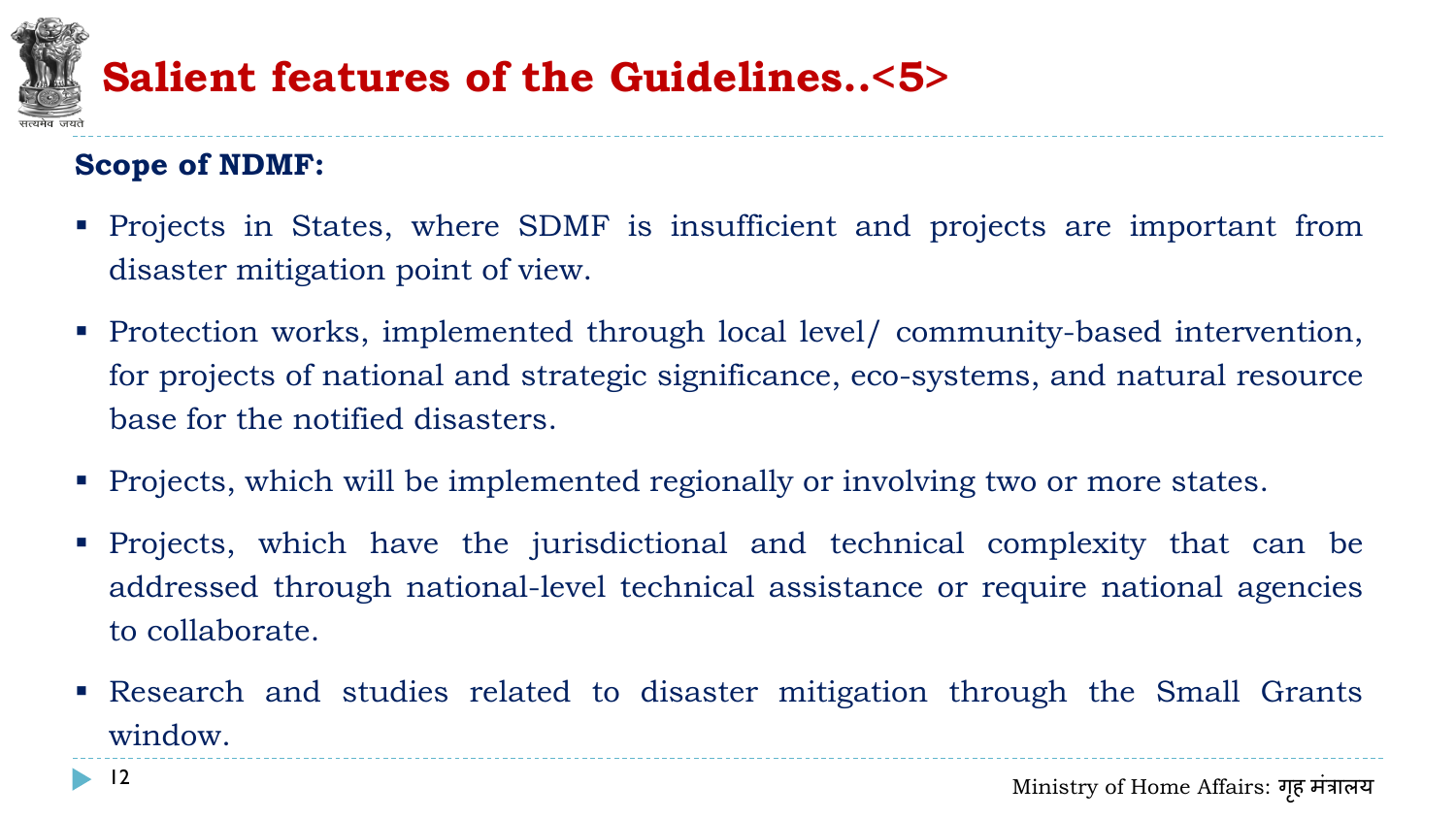# Salient features of the Guidelines..<5>

**Scope of NDMF:**

- Projects in States, where SDMF is insufficient and projects are important from disaster mitigation point of view.
- Protection works, implemented through local level/ community-based intervention, for projects of national and strategic significance, eco-systems, and natural resource base for the notified disasters.
- Projects, which will be implemented regionally or involving two or more states.
- Projects, which have the jurisdictional and technical complexity that can be addressed through national-level technical assistance or require national agencies to collaborate.
- Research and studies related to disaster mitigation through the Small Grants window.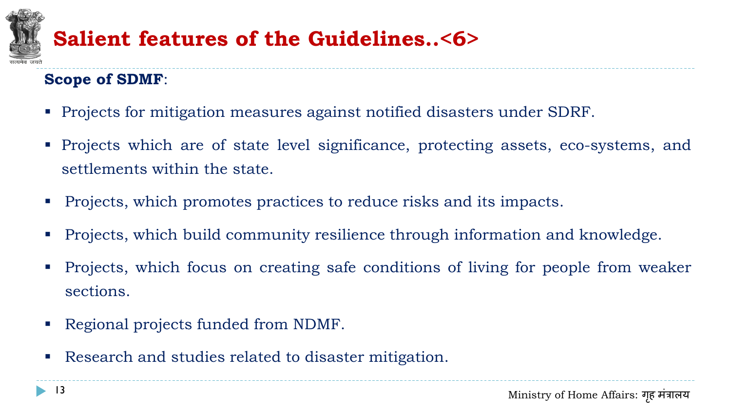# Salient features of the Guidelines..<6>

**Scope of SDMF**:

- Projects for mitigation measures against notified disasters under SDRF.
- Projects which are of state level significance, protecting assets, eco-systems, and settlements within the state.
- Projects, which promotes practices to reduce risks and its impacts.
- Projects, which build community resilience through information and knowledge.
- Projects, which focus on creating safe conditions of living for people from weaker sections.
- Regional projects funded from NDMF.
- Research and studies related to disaster mitigation.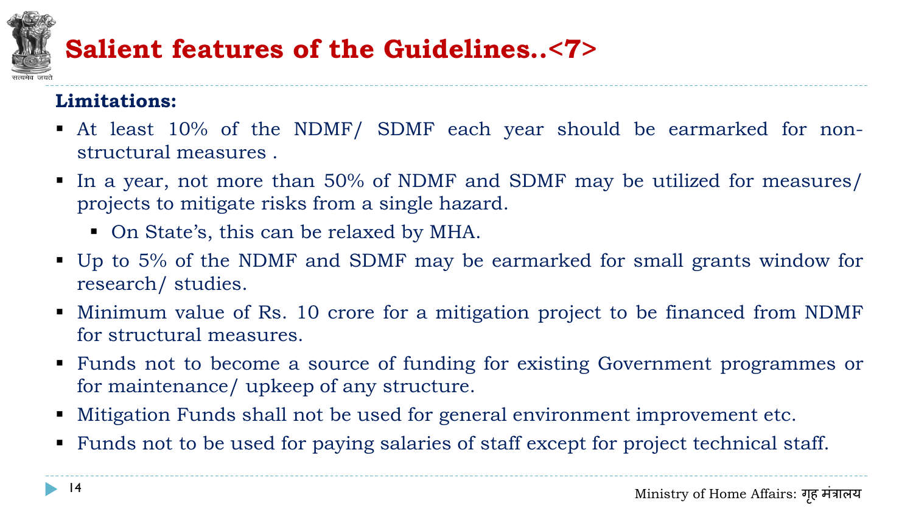# Salient features of the Guidelines..<7>

**Limitations:**

- At least 10% of the NDMF/ SDMF each year should be earmarked for non-structural measures .
- In a year, not more than 50% of NDMF and SDMF may be utilized for measures/ projects to mitigate risks from a single hazard.
  - On State's, this can be relaxed by MHA.
- Up to 5% of the NDMF and SDMF may be earmarked for small grants window for research/ studies.
- Minimum value of Rs. 10 crore for a mitigation project to be financed from NDMF for structural measures.
- Funds not to become a source of funding for existing Government programmes or for maintenance/ upkeep of any structure.
- Mitigation Funds shall not be used for general environment improvement etc.
- Funds not to be used for paying salaries of staff except for project technical staff.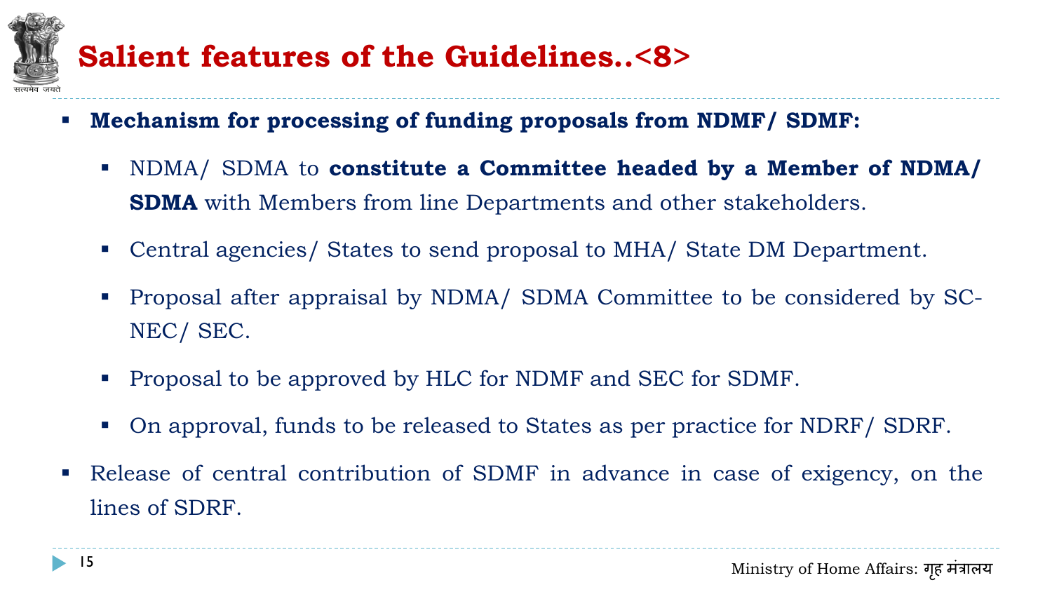# Salient features of the Guidelines..<8>

- **Mechanism for processing of funding proposals from NDMF/ SDMF:**
  - NDMA/ SDMA to **constitute a Committee headed by a Member of NDMA/ SDMA** with Members from line Departments and other stakeholders.
  - Central agencies/ States to send proposal to MHA/ State DM Department.
  - Proposal after appraisal by NDMA/ SDMA Committee to be considered by SC-NEC/ SEC.
  - Proposal to be approved by HLC for NDMF and SEC for SDMF.
  - On approval, funds to be released to States as per practice for NDRF/ SDRF.
- Release of central contribution of SDMF in advance in case of exigency, on the lines of SDRF.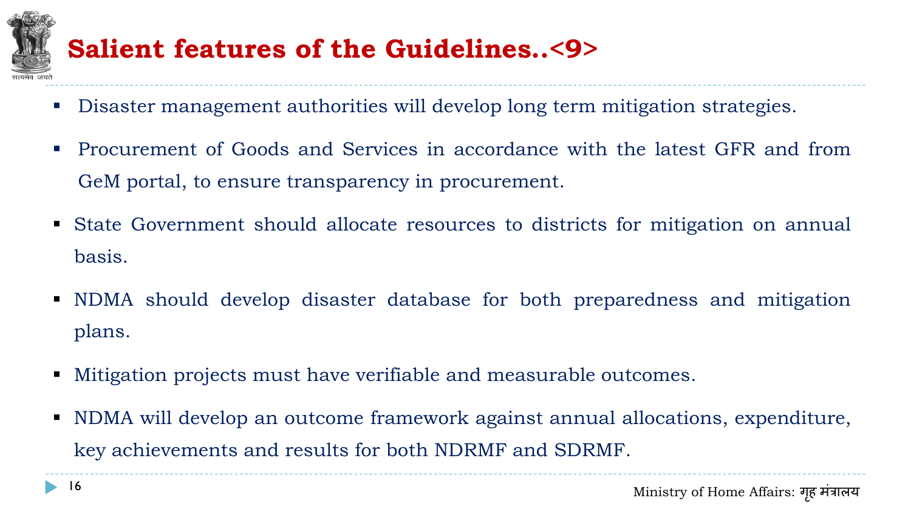# Salient features of the Guidelines..<9>

- Disaster management authorities will develop long term mitigation strategies.
- Procurement of Goods and Services in accordance with the latest GFR and from GeM portal, to ensure transparency in procurement.
- State Government should allocate resources to districts for mitigation on annual basis.
- NDMA should develop disaster database for both preparedness and mitigation plans.
- Mitigation projects must have verifiable and measurable outcomes.
- NDMA will develop an outcome framework against annual allocations, expenditure, key achievements and results for both NDRMF and SDRMF.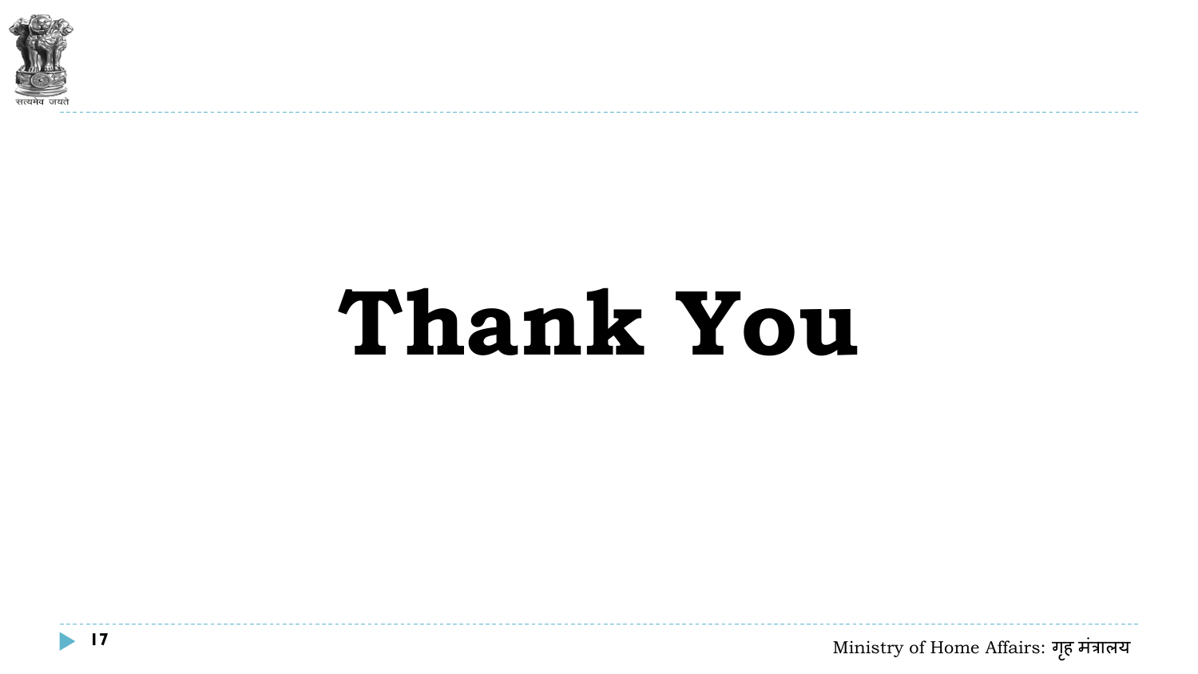# Thank You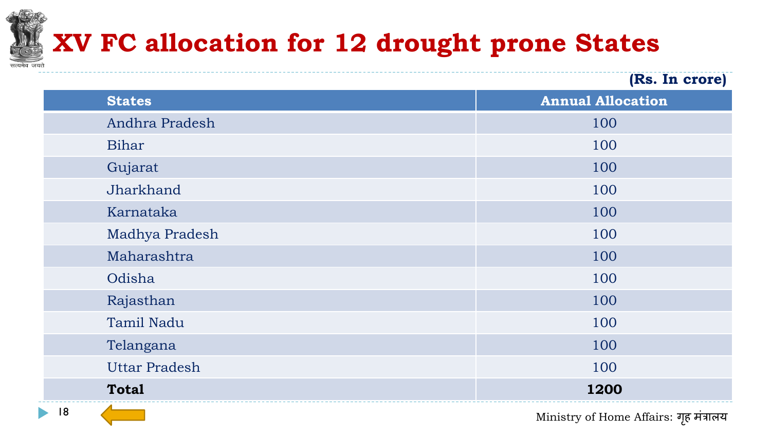# XV FC allocation for 12 drought prone States

**(Rs. In crore)**

| States | Annual Allocation |
|---|---|
| Andhra Pradesh | 100 |
| Bihar | 100 |
| Gujarat | 100 |
| Jharkhand | 100 |
| Karnataka | 100 |
| Madhya Pradesh | 100 |
| Maharashtra | 100 |
| Odisha | 100 |
| Rajasthan | 100 |
| Tamil Nadu | 100 |
| Telangana | 100 |
| Uttar Pradesh | 100 |
| **Total** | **1200** |

Ministry of Home Affairs: गृह मंत्रालय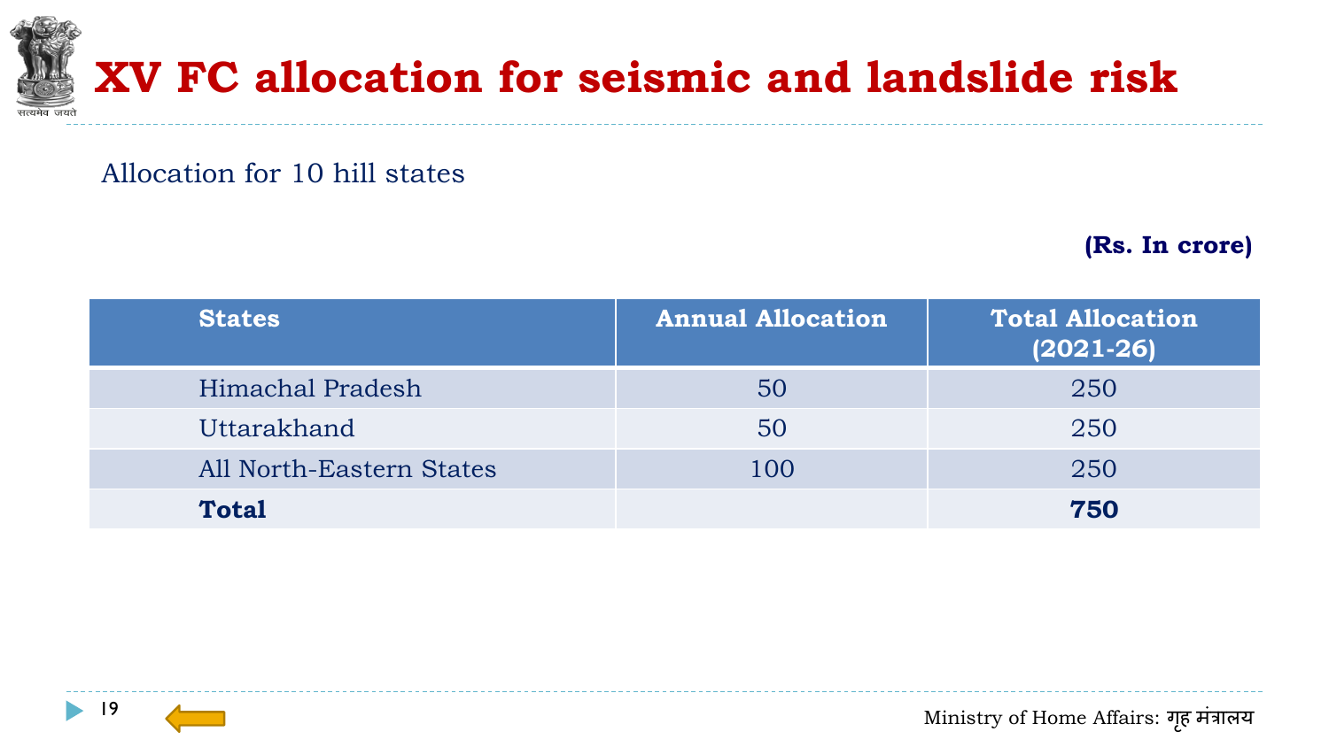# XV FC allocation for seismic and landslide risk

Allocation for 10 hill states

**(Rs. In crore)**

| States | Annual Allocation | Total Allocation (2021-26) |
|---|---|---|
| Himachal Pradesh | 50 | 250 |
| Uttarakhand | 50 | 250 |
| All North-Eastern States | 100 | 250 |
| **Total** | | **750** |

Ministry of Home Affairs: गृह मंत्रालय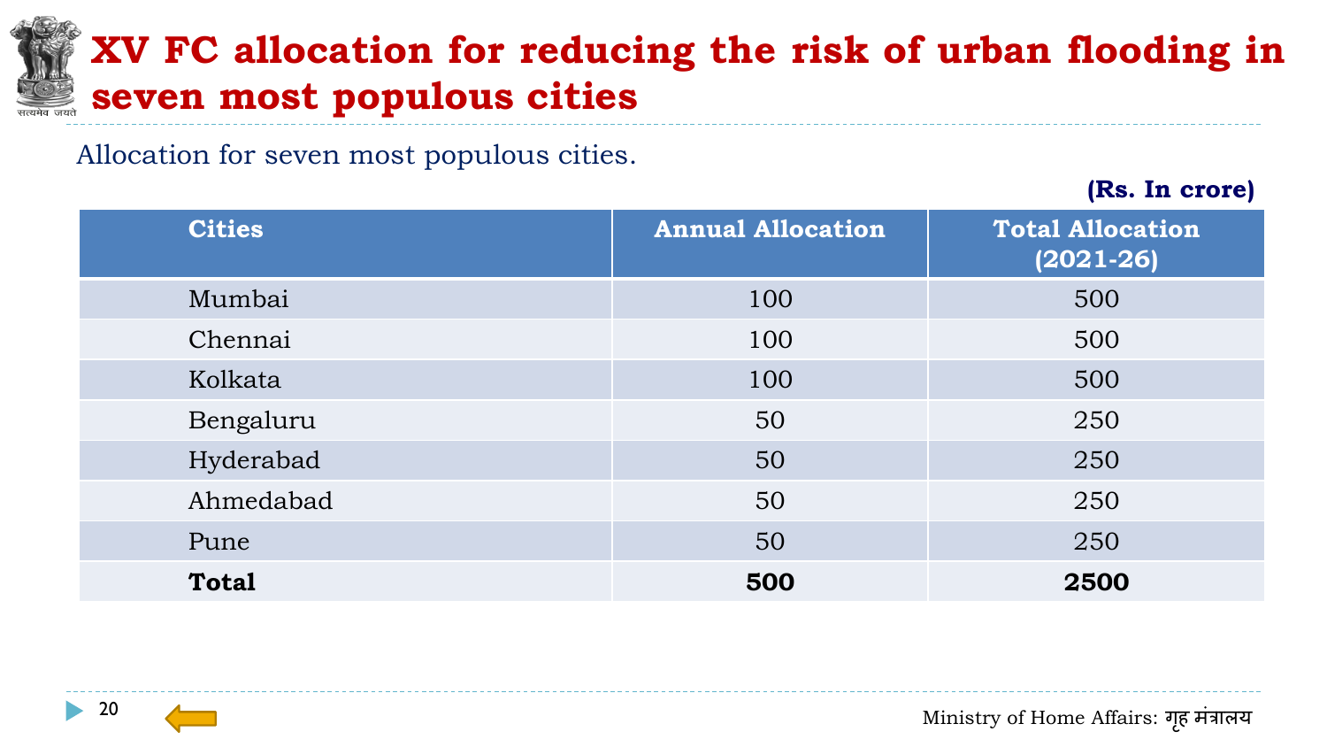# XV FC allocation for reducing the risk of urban flooding in seven most populous cities

Allocation for seven most populous cities.

**(Rs. In crore)**

| Cities | Annual Allocation | Total Allocation (2021-26) |
|---|---|---|
| Mumbai | 100 | 500 |
| Chennai | 100 | 500 |
| Kolkata | 100 | 500 |
| Bengaluru | 50 | 250 |
| Hyderabad | 50 | 250 |
| Ahmedabad | 50 | 250 |
| Pune | 50 | 250 |
| **Total** | **500** | **2500** |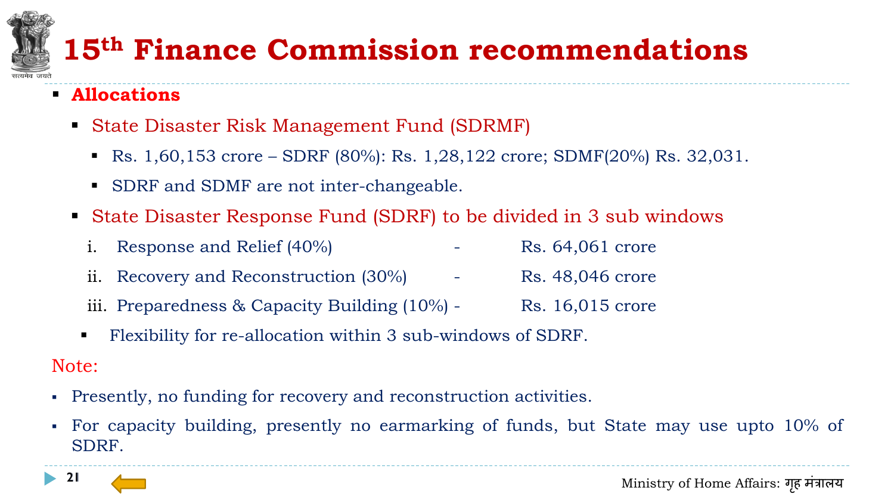# 15th Finance Commission recommendations

- **Allocations**
  - State Disaster Risk Management Fund (SDRMF)
    - Rs. 1,60,153 crore – SDRF (80%): Rs. 1,28,122 crore; SDMF(20%) Rs. 32,031.
    - SDRF and SDMF are not inter-changeable.
  - State Disaster Response Fund (SDRF) to be divided in 3 sub windows
    1. Response and Relief (40%) - Rs. 64,061 crore
    2. Recovery and Reconstruction (30%) - Rs. 48,046 crore
    3. Preparedness & Capacity Building (10%) - Rs. 16,015 crore
  - Flexibility for re-allocation within 3 sub-windows of SDRF.

Note:

- Presently, no funding for recovery and reconstruction activities.
- For capacity building, presently no earmarking of funds, but State may use upto 10% of SDRF.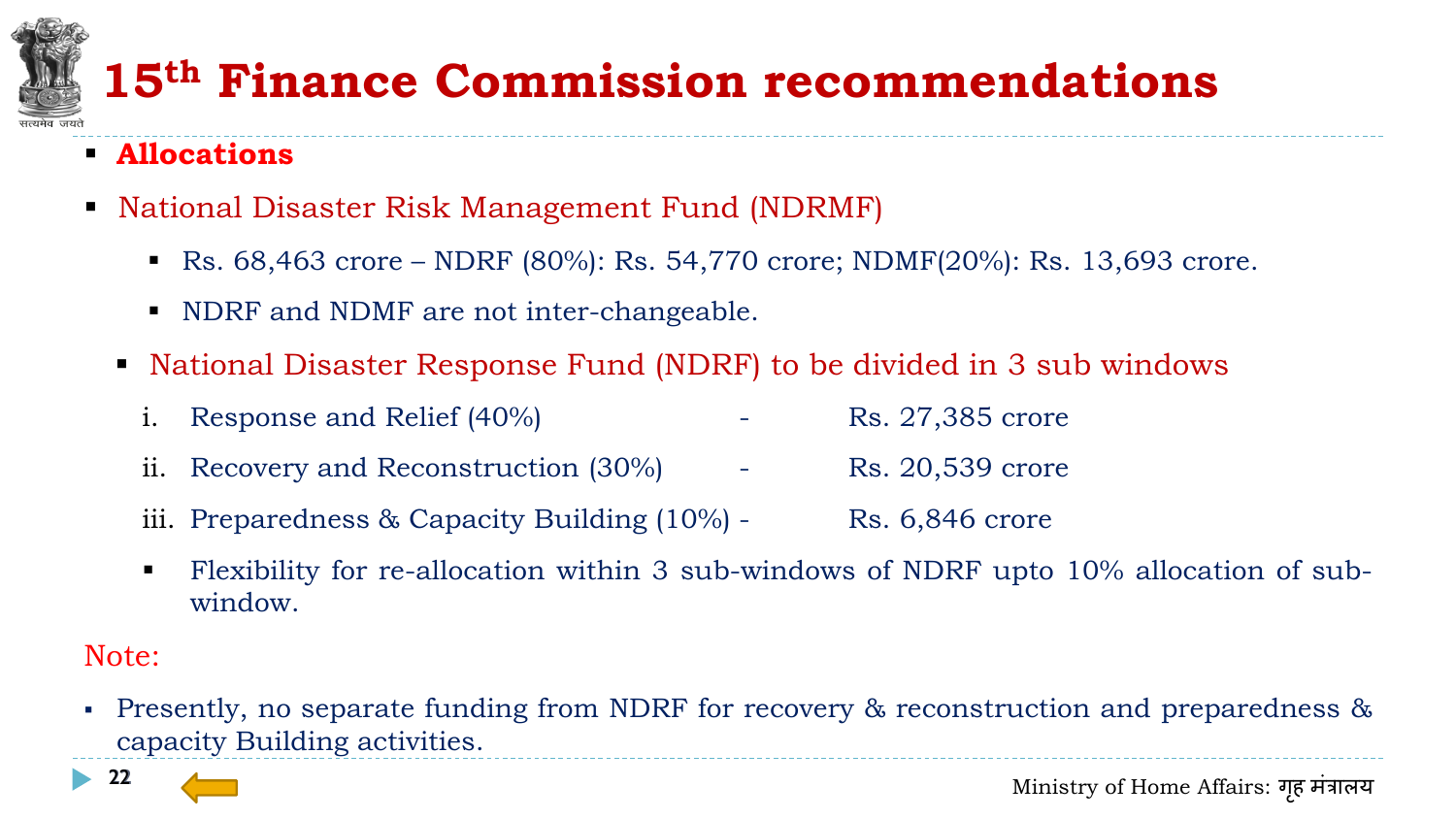# 15th Finance Commission recommendations

- **Allocations**
- National Disaster Risk Management Fund (NDRMF)
  - Rs. 68,463 crore – NDRF (80%): Rs. 54,770 crore; NDMF(20%): Rs. 13,693 crore.
  - NDRF and NDMF are not inter-changeable.
  - National Disaster Response Fund (NDRF) to be divided in 3 sub windows
    1. Response and Relief (40%) - Rs. 27,385 crore
    2. Recovery and Reconstruction (30%) - Rs. 20,539 crore
    3. Preparedness & Capacity Building (10%) - Rs. 6,846 crore
    - Flexibility for re-allocation within 3 sub-windows of NDRF upto 10% allocation of sub-window.

Note:

- Presently, no separate funding from NDRF for recovery & reconstruction and preparedness & capacity Building activities.

Ministry of Home Affairs: गृह मंत्रालय